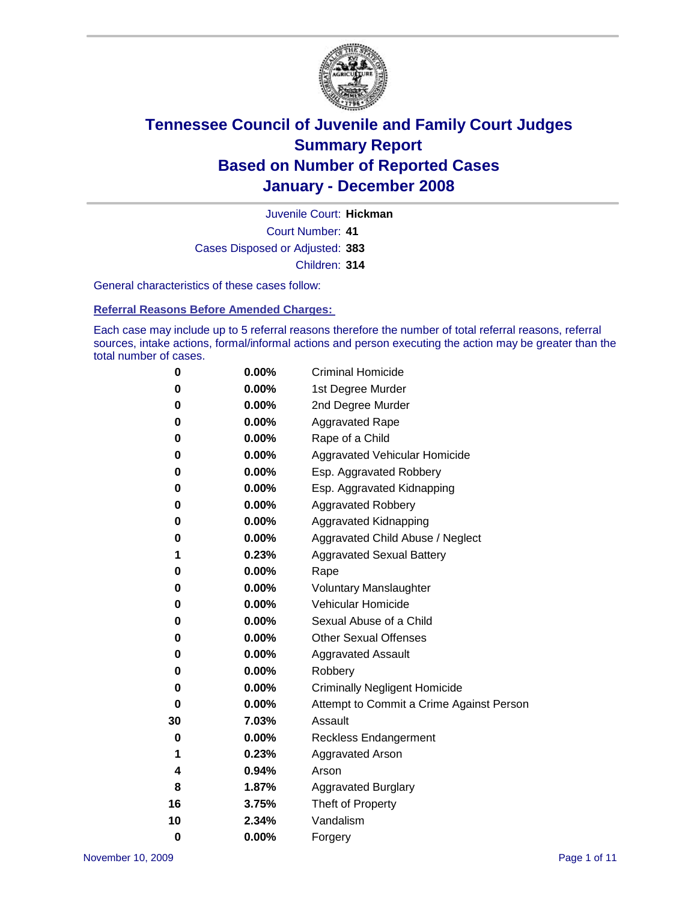# Tennessee Council of Juvenile and Family Court Judges
## Summary Report
## Based on Number of Reported Cases
## January - December 2008

Juvenile Court: **Hickman**
Court Number: **41**
Cases Disposed or Adjusted: **383**
Children: **314**

General characteristics of these cases follow:

### Referral Reasons Before Amended Charges:

Each case may include up to 5 referral reasons therefore the number of total referral reasons, referral sources, intake actions, formal/informal actions and person executing the action may be greater than the total number of cases.

| Count | Percent | Referral Reason |
|---|---|---|
| 0 | 0.00% | Criminal Homicide |
| 0 | 0.00% | 1st Degree Murder |
| 0 | 0.00% | 2nd Degree Murder |
| 0 | 0.00% | Aggravated Rape |
| 0 | 0.00% | Rape of a Child |
| 0 | 0.00% | Aggravated Vehicular Homicide |
| 0 | 0.00% | Esp. Aggravated Robbery |
| 0 | 0.00% | Esp. Aggravated Kidnapping |
| 0 | 0.00% | Aggravated Robbery |
| 0 | 0.00% | Aggravated Kidnapping |
| 0 | 0.00% | Aggravated Child Abuse / Neglect |
| 1 | 0.23% | Aggravated Sexual Battery |
| 0 | 0.00% | Rape |
| 0 | 0.00% | Voluntary Manslaughter |
| 0 | 0.00% | Vehicular Homicide |
| 0 | 0.00% | Sexual Abuse of a Child |
| 0 | 0.00% | Other Sexual Offenses |
| 0 | 0.00% | Aggravated Assault |
| 0 | 0.00% | Robbery |
| 0 | 0.00% | Criminally Negligent Homicide |
| 0 | 0.00% | Attempt to Commit a Crime Against Person |
| 30 | 7.03% | Assault |
| 0 | 0.00% | Reckless Endangerment |
| 1 | 0.23% | Aggravated Arson |
| 4 | 0.94% | Arson |
| 8 | 1.87% | Aggravated Burglary |
| 16 | 3.75% | Theft of Property |
| 10 | 2.34% | Vandalism |
| 0 | 0.00% | Forgery |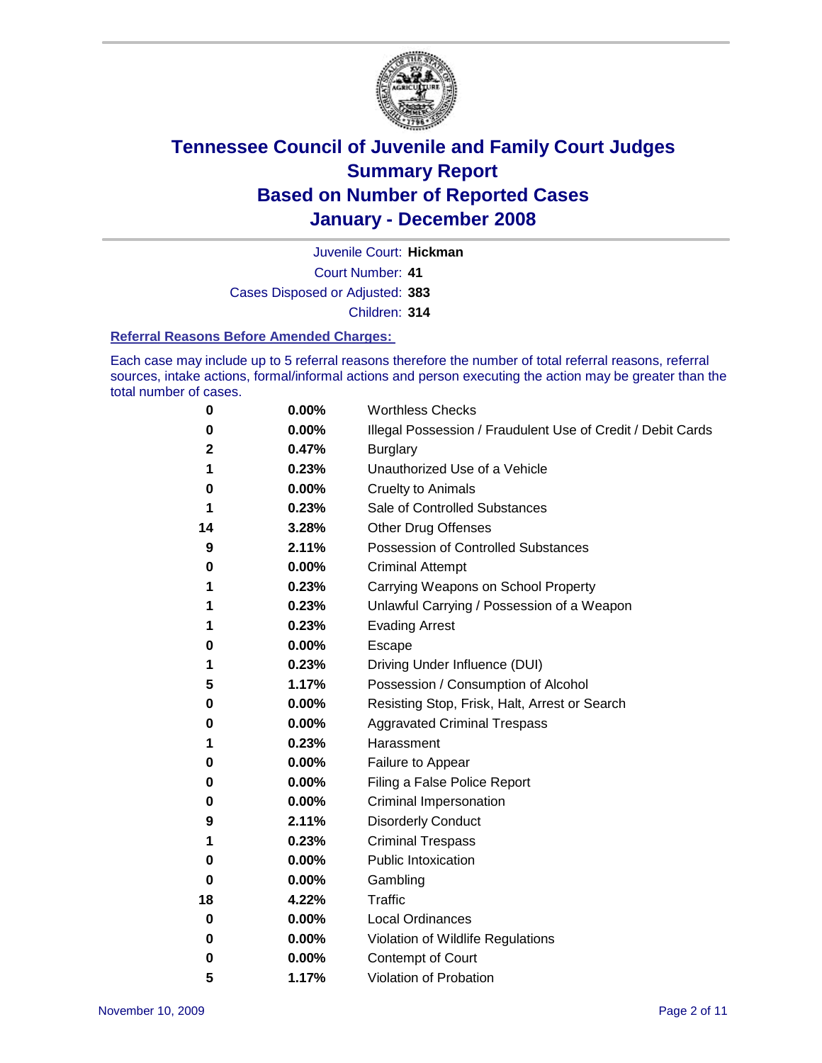# Tennessee Council of Juvenile and Family Court Judges
## Summary Report
## Based on Number of Reported Cases
## January - December 2008

Juvenile Court: **Hickman**

Court Number: **41**

Cases Disposed or Adjusted: **383**

Children: **314**

### Referral Reasons Before Amended Charges:

Each case may include up to 5 referral reasons therefore the number of total referral reasons, referral sources, intake actions, formal/informal actions and person executing the action may be greater than the total number of cases.

| Count | Percent | Referral Reason |
|---|---|---|
| 0 | 0.00% | Worthless Checks |
| 0 | 0.00% | Illegal Possession / Fraudulent Use of Credit / Debit Cards |
| 2 | 0.47% | Burglary |
| 1 | 0.23% | Unauthorized Use of a Vehicle |
| 0 | 0.00% | Cruelty to Animals |
| 1 | 0.23% | Sale of Controlled Substances |
| 14 | 3.28% | Other Drug Offenses |
| 9 | 2.11% | Possession of Controlled Substances |
| 0 | 0.00% | Criminal Attempt |
| 1 | 0.23% | Carrying Weapons on School Property |
| 1 | 0.23% | Unlawful Carrying / Possession of a Weapon |
| 1 | 0.23% | Evading Arrest |
| 0 | 0.00% | Escape |
| 1 | 0.23% | Driving Under Influence (DUI) |
| 5 | 1.17% | Possession / Consumption of Alcohol |
| 0 | 0.00% | Resisting Stop, Frisk, Halt, Arrest or Search |
| 0 | 0.00% | Aggravated Criminal Trespass |
| 1 | 0.23% | Harassment |
| 0 | 0.00% | Failure to Appear |
| 0 | 0.00% | Filing a False Police Report |
| 0 | 0.00% | Criminal Impersonation |
| 9 | 2.11% | Disorderly Conduct |
| 1 | 0.23% | Criminal Trespass |
| 0 | 0.00% | Public Intoxication |
| 0 | 0.00% | Gambling |
| 18 | 4.22% | Traffic |
| 0 | 0.00% | Local Ordinances |
| 0 | 0.00% | Violation of Wildlife Regulations |
| 0 | 0.00% | Contempt of Court |
| 5 | 1.17% | Violation of Probation |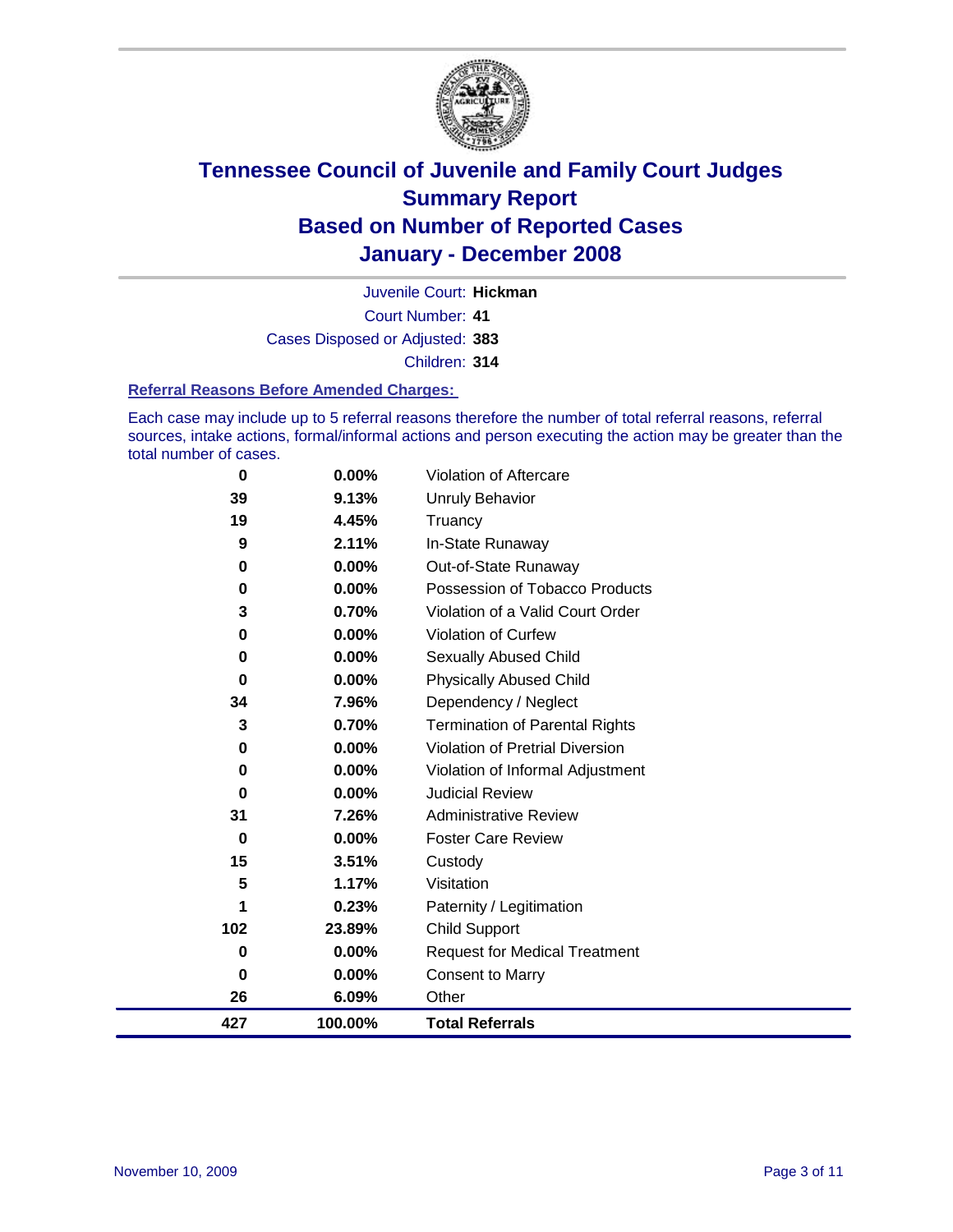# Tennessee Council of Juvenile and Family Court Judges
## Summary Report
## Based on Number of Reported Cases
## January - December 2008

Juvenile Court: **Hickman**

Court Number: **41**

Cases Disposed or Adjusted: **383**

Children: **314**

### Referral Reasons Before Amended Charges:

Each case may include up to 5 referral reasons therefore the number of total referral reasons, referral sources, intake actions, formal/informal actions and person executing the action may be greater than the total number of cases.

| | | |
|---|---|---|
| 0 | 0.00% | Violation of Aftercare |
| 39 | 9.13% | Unruly Behavior |
| 19 | 4.45% | Truancy |
| 9 | 2.11% | In-State Runaway |
| 0 | 0.00% | Out-of-State Runaway |
| 0 | 0.00% | Possession of Tobacco Products |
| 3 | 0.70% | Violation of a Valid Court Order |
| 0 | 0.00% | Violation of Curfew |
| 0 | 0.00% | Sexually Abused Child |
| 0 | 0.00% | Physically Abused Child |
| 34 | 7.96% | Dependency / Neglect |
| 3 | 0.70% | Termination of Parental Rights |
| 0 | 0.00% | Violation of Pretrial Diversion |
| 0 | 0.00% | Violation of Informal Adjustment |
| 0 | 0.00% | Judicial Review |
| 31 | 7.26% | Administrative Review |
| 0 | 0.00% | Foster Care Review |
| 15 | 3.51% | Custody |
| 5 | 1.17% | Visitation |
| 1 | 0.23% | Paternity / Legitimation |
| 102 | 23.89% | Child Support |
| 0 | 0.00% | Request for Medical Treatment |
| 0 | 0.00% | Consent to Marry |
| 26 | 6.09% | Other |
| **427** | **100.00%** | **Total Referrals** |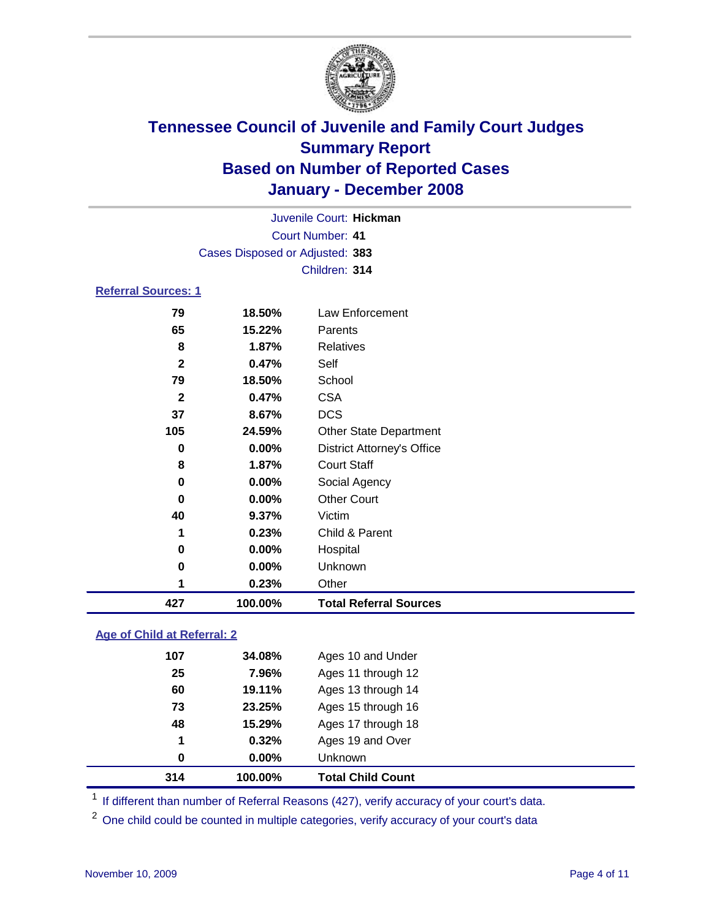# Tennessee Council of Juvenile and Family Court Judges
## Summary Report
## Based on Number of Reported Cases
## January - December 2008

Juvenile Court: **Hickman**
Court Number: **41**
Cases Disposed or Adjusted: **383**
Children: **314**

### Referral Sources: 1

| Count | Percent | Source |
|---|---|---|
| 79 | 18.50% | Law Enforcement |
| 65 | 15.22% | Parents |
| 8 | 1.87% | Relatives |
| 2 | 0.47% | Self |
| 79 | 18.50% | School |
| 2 | 0.47% | CSA |
| 37 | 8.67% | DCS |
| 105 | 24.59% | Other State Department |
| 0 | 0.00% | District Attorney's Office |
| 8 | 1.87% | Court Staff |
| 0 | 0.00% | Social Agency |
| 0 | 0.00% | Other Court |
| 40 | 9.37% | Victim |
| 1 | 0.23% | Child & Parent |
| 0 | 0.00% | Hospital |
| 0 | 0.00% | Unknown |
| 1 | 0.23% | Other |
| **427** | **100.00%** | **Total Referral Sources** |

### Age of Child at Referral: 2

| Count | Percent | Age |
|---|---|---|
| 107 | 34.08% | Ages 10 and Under |
| 25 | 7.96% | Ages 11 through 12 |
| 60 | 19.11% | Ages 13 through 14 |
| 73 | 23.25% | Ages 15 through 16 |
| 48 | 15.29% | Ages 17 through 18 |
| 1 | 0.32% | Ages 19 and Over |
| 0 | 0.00% | Unknown |
| **314** | **100.00%** | **Total Child Count** |

[1] If different than number of Referral Reasons (427), verify accuracy of your court's data.

[2] One child could be counted in multiple categories, verify accuracy of your court's data

November 10, 2009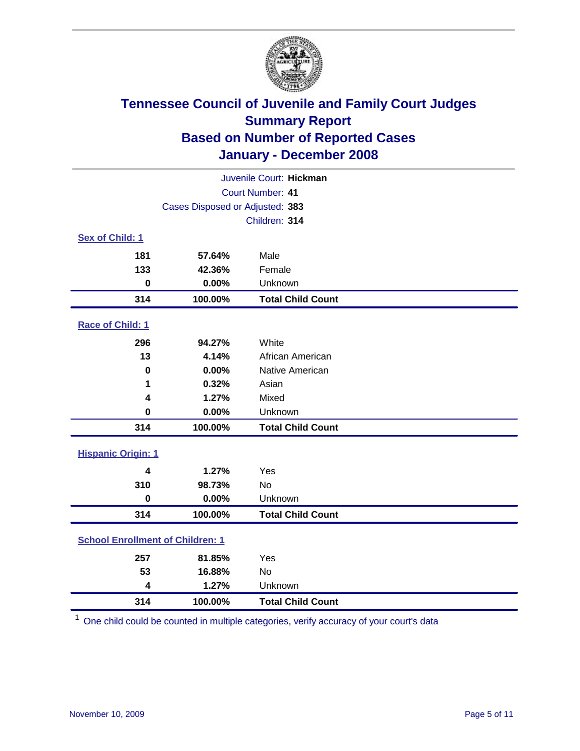# Tennessee Council of Juvenile and Family Court Judges
## Summary Report
## Based on Number of Reported Cases
## January - December 2008

Juvenile Court: **Hickman**

Court Number: **41**

Cases Disposed or Adjusted: **383**

Children: **314**

### Sex of Child: 1

| | | |
|---|---|---|
| 181 | 57.64% | Male |
| 133 | 42.36% | Female |
| 0 | 0.00% | Unknown |
| **314** | **100.00%** | **Total Child Count** |

### Race of Child: 1

| | | |
|---|---|---|
| 296 | 94.27% | White |
| 13 | 4.14% | African American |
| 0 | 0.00% | Native American |
| 1 | 0.32% | Asian |
| 4 | 1.27% | Mixed |
| 0 | 0.00% | Unknown |
| **314** | **100.00%** | **Total Child Count** |

### Hispanic Origin: 1

| | | |
|---|---|---|
| 4 | 1.27% | Yes |
| 310 | 98.73% | No |
| 0 | 0.00% | Unknown |
| **314** | **100.00%** | **Total Child Count** |

### School Enrollment of Children: 1

| | | |
|---|---|---|
| 257 | 81.85% | Yes |
| 53 | 16.88% | No |
| 4 | 1.27% | Unknown |
| **314** | **100.00%** | **Total Child Count** |

[1] One child could be counted in multiple categories, verify accuracy of your court's data

November 10, 2009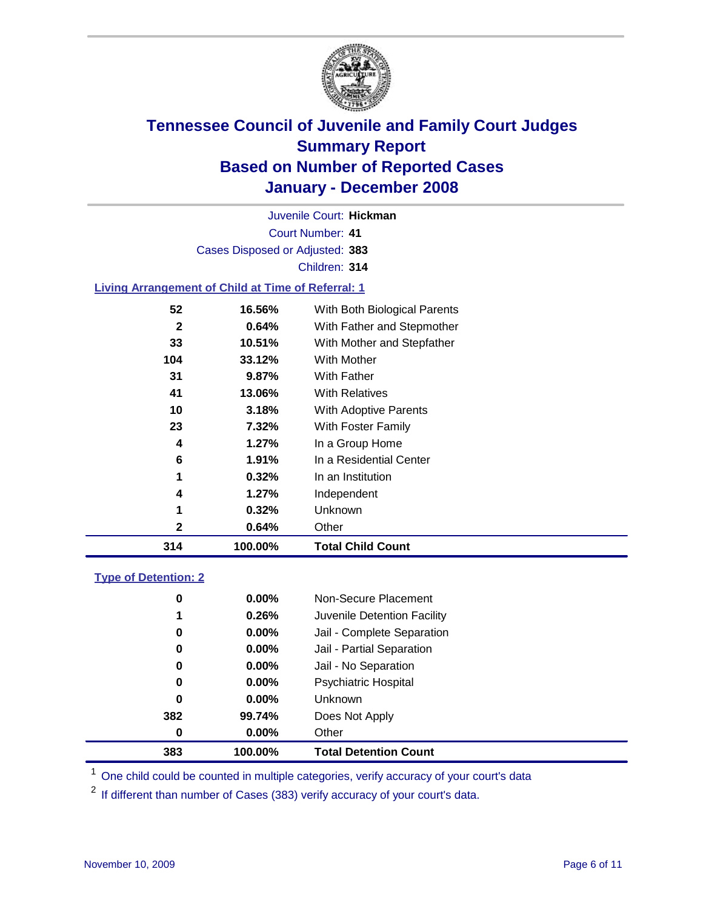# Tennessee Council of Juvenile and Family Court Judges
## Summary Report
## Based on Number of Reported Cases
## January - December 2008

Juvenile Court: **Hickman**

Court Number: **41**

Cases Disposed or Adjusted: **383**

Children: **314**

### Living Arrangement of Child at Time of Referral: 1

| Count | Percent | Category |
|---|---|---|
| 52 | 16.56% | With Both Biological Parents |
| 2 | 0.64% | With Father and Stepmother |
| 33 | 10.51% | With Mother and Stepfather |
| 104 | 33.12% | With Mother |
| 31 | 9.87% | With Father |
| 41 | 13.06% | With Relatives |
| 10 | 3.18% | With Adoptive Parents |
| 23 | 7.32% | With Foster Family |
| 4 | 1.27% | In a Group Home |
| 6 | 1.91% | In a Residential Center |
| 1 | 0.32% | In an Institution |
| 4 | 1.27% | Independent |
| 1 | 0.32% | Unknown |
| 2 | 0.64% | Other |
| **314** | **100.00%** | **Total Child Count** |

### Type of Detention: 2

| Count | Percent | Category |
|---|---|---|
| 0 | 0.00% | Non-Secure Placement |
| 1 | 0.26% | Juvenile Detention Facility |
| 0 | 0.00% | Jail - Complete Separation |
| 0 | 0.00% | Jail - Partial Separation |
| 0 | 0.00% | Jail - No Separation |
| 0 | 0.00% | Psychiatric Hospital |
| 0 | 0.00% | Unknown |
| 382 | 99.74% | Does Not Apply |
| 0 | 0.00% | Other |
| **383** | **100.00%** | **Total Detention Count** |

[1] One child could be counted in multiple categories, verify accuracy of your court's data

[2] If different than number of Cases (383) verify accuracy of your court's data.

November 10, 2009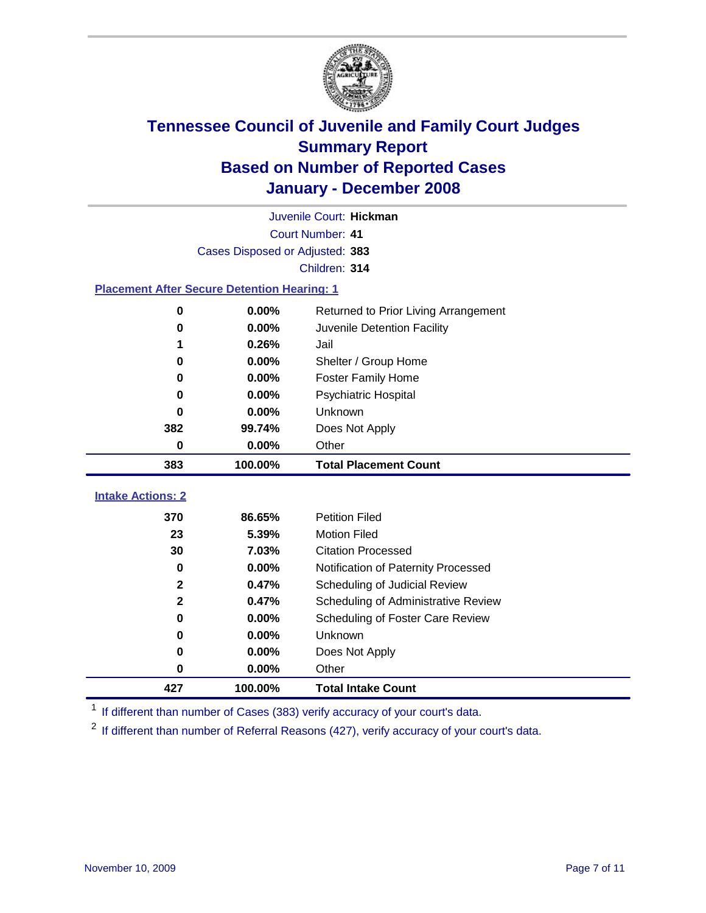# Tennessee Council of Juvenile and Family Court Judges
## Summary Report
## Based on Number of Reported Cases
## January - December 2008

Juvenile Court: **Hickman**
Court Number: **41**
Cases Disposed or Adjusted: **383**
Children: **314**

### Placement After Secure Detention Hearing: 1

| Count | Percent | Placement |
|---|---|---|
| 0 | 0.00% | Returned to Prior Living Arrangement |
| 0 | 0.00% | Juvenile Detention Facility |
| 1 | 0.26% | Jail |
| 0 | 0.00% | Shelter / Group Home |
| 0 | 0.00% | Foster Family Home |
| 0 | 0.00% | Psychiatric Hospital |
| 0 | 0.00% | Unknown |
| 382 | 99.74% | Does Not Apply |
| 0 | 0.00% | Other |
| **383** | **100.00%** | **Total Placement Count** |

### Intake Actions: 2

| Count | Percent | Intake Action |
|---|---|---|
| 370 | 86.65% | Petition Filed |
| 23 | 5.39% | Motion Filed |
| 30 | 7.03% | Citation Processed |
| 0 | 0.00% | Notification of Paternity Processed |
| 2 | 0.47% | Scheduling of Judicial Review |
| 2 | 0.47% | Scheduling of Administrative Review |
| 0 | 0.00% | Scheduling of Foster Care Review |
| 0 | 0.00% | Unknown |
| 0 | 0.00% | Does Not Apply |
| 0 | 0.00% | Other |
| **427** | **100.00%** | **Total Intake Count** |

[1] If different than number of Cases (383) verify accuracy of your court's data.

[2] If different than number of Referral Reasons (427), verify accuracy of your court's data.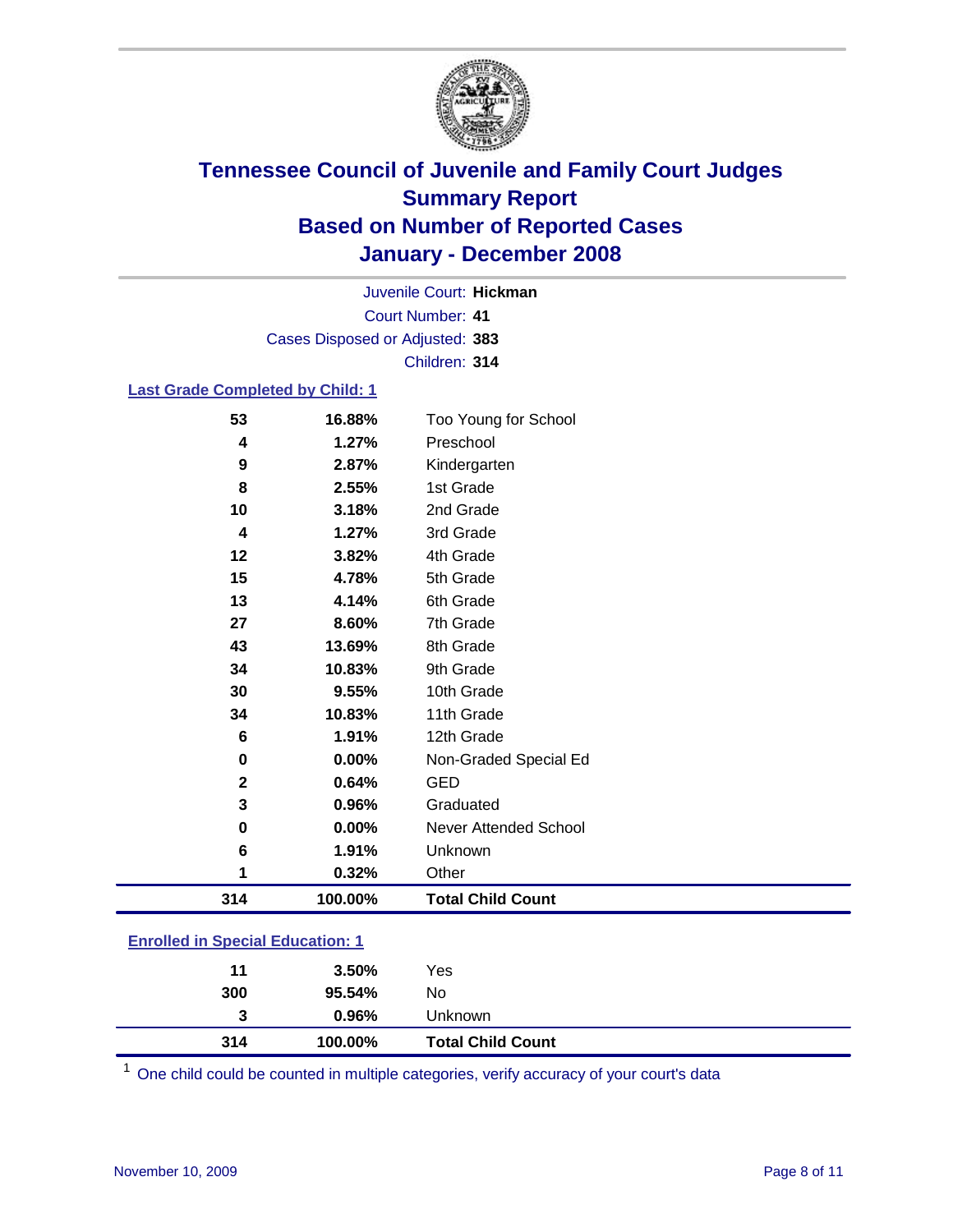# Tennessee Council of Juvenile and Family Court Judges
## Summary Report
## Based on Number of Reported Cases
## January - December 2008

Juvenile Court: **Hickman**
Court Number: **41**
Cases Disposed or Adjusted: **383**
Children: **314**

### Last Grade Completed by Child: 1

| Count | Percent | Category |
|---|---|---|
| 53 | 16.88% | Too Young for School |
| 4 | 1.27% | Preschool |
| 9 | 2.87% | Kindergarten |
| 8 | 2.55% | 1st Grade |
| 10 | 3.18% | 2nd Grade |
| 4 | 1.27% | 3rd Grade |
| 12 | 3.82% | 4th Grade |
| 15 | 4.78% | 5th Grade |
| 13 | 4.14% | 6th Grade |
| 27 | 8.60% | 7th Grade |
| 43 | 13.69% | 8th Grade |
| 34 | 10.83% | 9th Grade |
| 30 | 9.55% | 10th Grade |
| 34 | 10.83% | 11th Grade |
| 6 | 1.91% | 12th Grade |
| 0 | 0.00% | Non-Graded Special Ed |
| 2 | 0.64% | GED |
| 3 | 0.96% | Graduated |
| 0 | 0.00% | Never Attended School |
| 6 | 1.91% | Unknown |
| 1 | 0.32% | Other |
| **314** | **100.00%** | **Total Child Count** |

### Enrolled in Special Education: 1

| Count | Percent | Category |
|---|---|---|
| 11 | 3.50% | Yes |
| 300 | 95.54% | No |
| 3 | 0.96% | Unknown |
| **314** | **100.00%** | **Total Child Count** |

[1] One child could be counted in multiple categories, verify accuracy of your court's data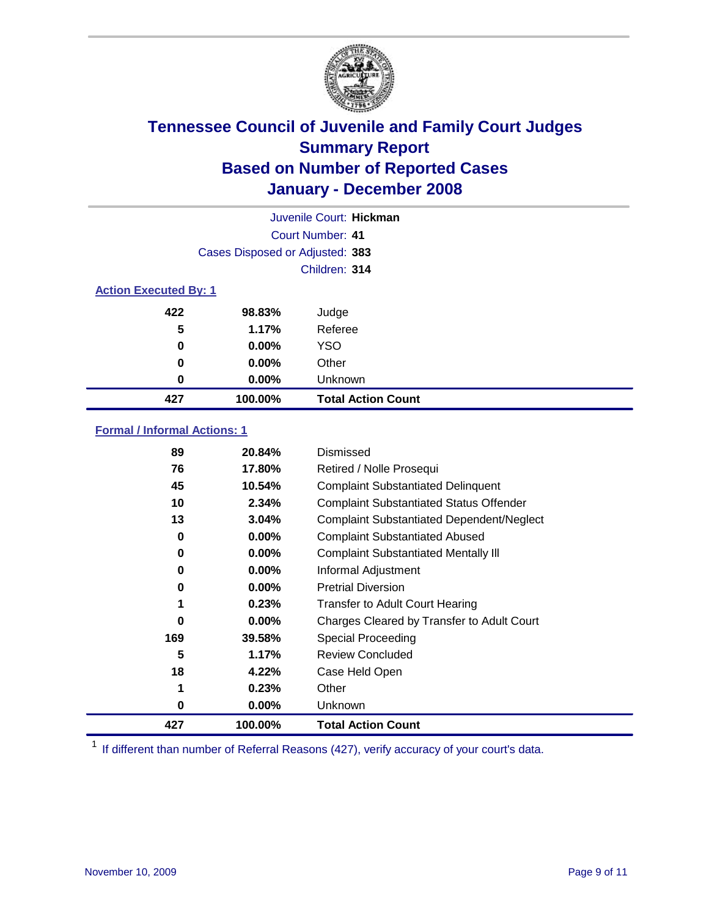# Tennessee Council of Juvenile and Family Court Judges
## Summary Report
## Based on Number of Reported Cases
## January - December 2008

Juvenile Court: **Hickman**
Court Number: **41**
Cases Disposed or Adjusted: **383**
Children: **314**

### Action Executed By: 1

| | | |
|---|---|---|
| 422 | 98.83% | Judge |
| 5 | 1.17% | Referee |
| 0 | 0.00% | YSO |
| 0 | 0.00% | Other |
| 0 | 0.00% | Unknown |
| **427** | **100.00%** | **Total Action Count** |

### Formal / Informal Actions: 1

| | | |
|---|---|---|
| 89 | 20.84% | Dismissed |
| 76 | 17.80% | Retired / Nolle Prosequi |
| 45 | 10.54% | Complaint Substantiated Delinquent |
| 10 | 2.34% | Complaint Substantiated Status Offender |
| 13 | 3.04% | Complaint Substantiated Dependent/Neglect |
| 0 | 0.00% | Complaint Substantiated Abused |
| 0 | 0.00% | Complaint Substantiated Mentally Ill |
| 0 | 0.00% | Informal Adjustment |
| 0 | 0.00% | Pretrial Diversion |
| 1 | 0.23% | Transfer to Adult Court Hearing |
| 0 | 0.00% | Charges Cleared by Transfer to Adult Court |
| 169 | 39.58% | Special Proceeding |
| 5 | 1.17% | Review Concluded |
| 18 | 4.22% | Case Held Open |
| 1 | 0.23% | Other |
| 0 | 0.00% | Unknown |
| **427** | **100.00%** | **Total Action Count** |

[1] If different than number of Referral Reasons (427), verify accuracy of your court's data.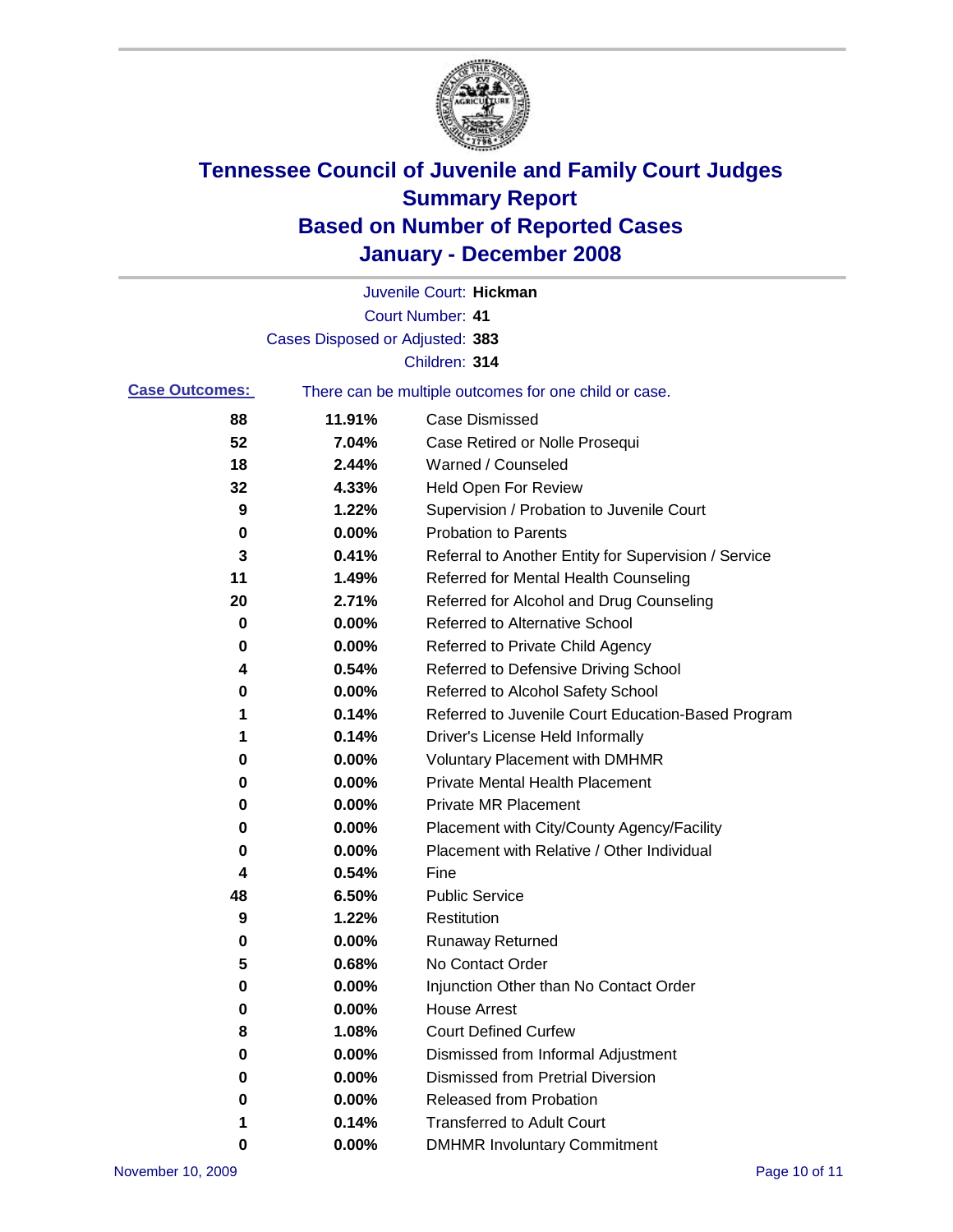# Tennessee Council of Juvenile and Family Court Judges
## Summary Report
## Based on Number of Reported Cases
## January - December 2008

Juvenile Court: **Hickman**
Court Number: **41**
Cases Disposed or Adjusted: **383**
Children: **314**

**Case Outcomes:** There can be multiple outcomes for one child or case.

| Count | Percent | Outcome |
|---|---|---|
| 88 | 11.91% | Case Dismissed |
| 52 | 7.04% | Case Retired or Nolle Prosequi |
| 18 | 2.44% | Warned / Counseled |
| 32 | 4.33% | Held Open For Review |
| 9 | 1.22% | Supervision / Probation to Juvenile Court |
| 0 | 0.00% | Probation to Parents |
| 3 | 0.41% | Referral to Another Entity for Supervision / Service |
| 11 | 1.49% | Referred for Mental Health Counseling |
| 20 | 2.71% | Referred for Alcohol and Drug Counseling |
| 0 | 0.00% | Referred to Alternative School |
| 0 | 0.00% | Referred to Private Child Agency |
| 4 | 0.54% | Referred to Defensive Driving School |
| 0 | 0.00% | Referred to Alcohol Safety School |
| 1 | 0.14% | Referred to Juvenile Court Education-Based Program |
| 1 | 0.14% | Driver's License Held Informally |
| 0 | 0.00% | Voluntary Placement with DMHMR |
| 0 | 0.00% | Private Mental Health Placement |
| 0 | 0.00% | Private MR Placement |
| 0 | 0.00% | Placement with City/County Agency/Facility |
| 0 | 0.00% | Placement with Relative / Other Individual |
| 4 | 0.54% | Fine |
| 48 | 6.50% | Public Service |
| 9 | 1.22% | Restitution |
| 0 | 0.00% | Runaway Returned |
| 5 | 0.68% | No Contact Order |
| 0 | 0.00% | Injunction Other than No Contact Order |
| 0 | 0.00% | House Arrest |
| 8 | 1.08% | Court Defined Curfew |
| 0 | 0.00% | Dismissed from Informal Adjustment |
| 0 | 0.00% | Dismissed from Pretrial Diversion |
| 0 | 0.00% | Released from Probation |
| 1 | 0.14% | Transferred to Adult Court |
| 0 | 0.00% | DMHMR Involuntary Commitment |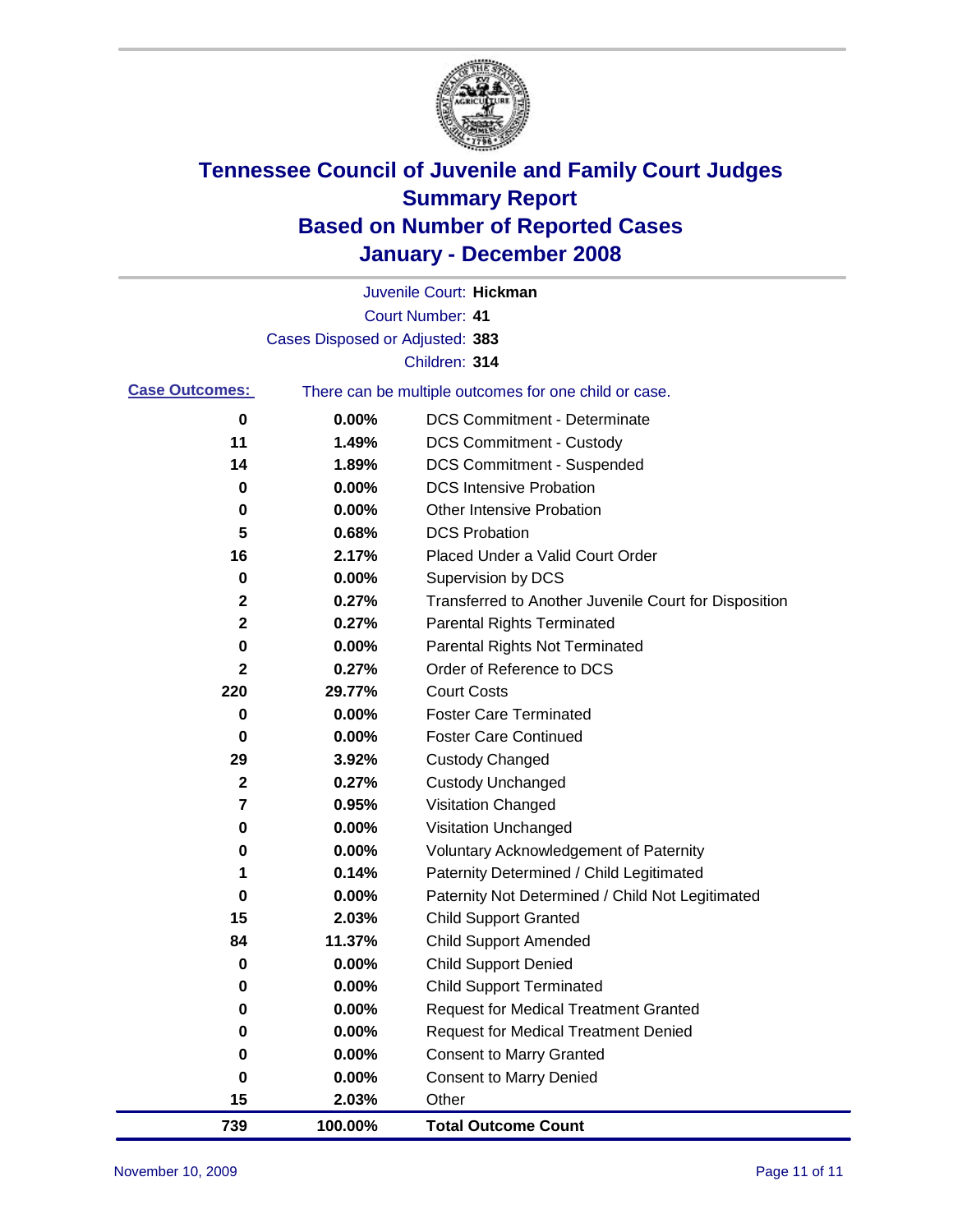# Tennessee Council of Juvenile and Family Court Judges
# Summary Report
# Based on Number of Reported Cases
# January - December 2008

Juvenile Court: **Hickman**

Court Number: **41**

Cases Disposed or Adjusted: **383**

Children: **314**

**Case Outcomes:** There can be multiple outcomes for one child or case.

| | | |
|---|---|---|
| 0 | 0.00% | DCS Commitment - Determinate |
| 11 | 1.49% | DCS Commitment - Custody |
| 14 | 1.89% | DCS Commitment - Suspended |
| 0 | 0.00% | DCS Intensive Probation |
| 0 | 0.00% | Other Intensive Probation |
| 5 | 0.68% | DCS Probation |
| 16 | 2.17% | Placed Under a Valid Court Order |
| 0 | 0.00% | Supervision by DCS |
| 2 | 0.27% | Transferred to Another Juvenile Court for Disposition |
| 2 | 0.27% | Parental Rights Terminated |
| 0 | 0.00% | Parental Rights Not Terminated |
| 2 | 0.27% | Order of Reference to DCS |
| 220 | 29.77% | Court Costs |
| 0 | 0.00% | Foster Care Terminated |
| 0 | 0.00% | Foster Care Continued |
| 29 | 3.92% | Custody Changed |
| 2 | 0.27% | Custody Unchanged |
| 7 | 0.95% | Visitation Changed |
| 0 | 0.00% | Visitation Unchanged |
| 0 | 0.00% | Voluntary Acknowledgement of Paternity |
| 1 | 0.14% | Paternity Determined / Child Legitimated |
| 0 | 0.00% | Paternity Not Determined / Child Not Legitimated |
| 15 | 2.03% | Child Support Granted |
| 84 | 11.37% | Child Support Amended |
| 0 | 0.00% | Child Support Denied |
| 0 | 0.00% | Child Support Terminated |
| 0 | 0.00% | Request for Medical Treatment Granted |
| 0 | 0.00% | Request for Medical Treatment Denied |
| 0 | 0.00% | Consent to Marry Granted |
| 0 | 0.00% | Consent to Marry Denied |
| 15 | 2.03% | Other |
| **739** | **100.00%** | **Total Outcome Count** |